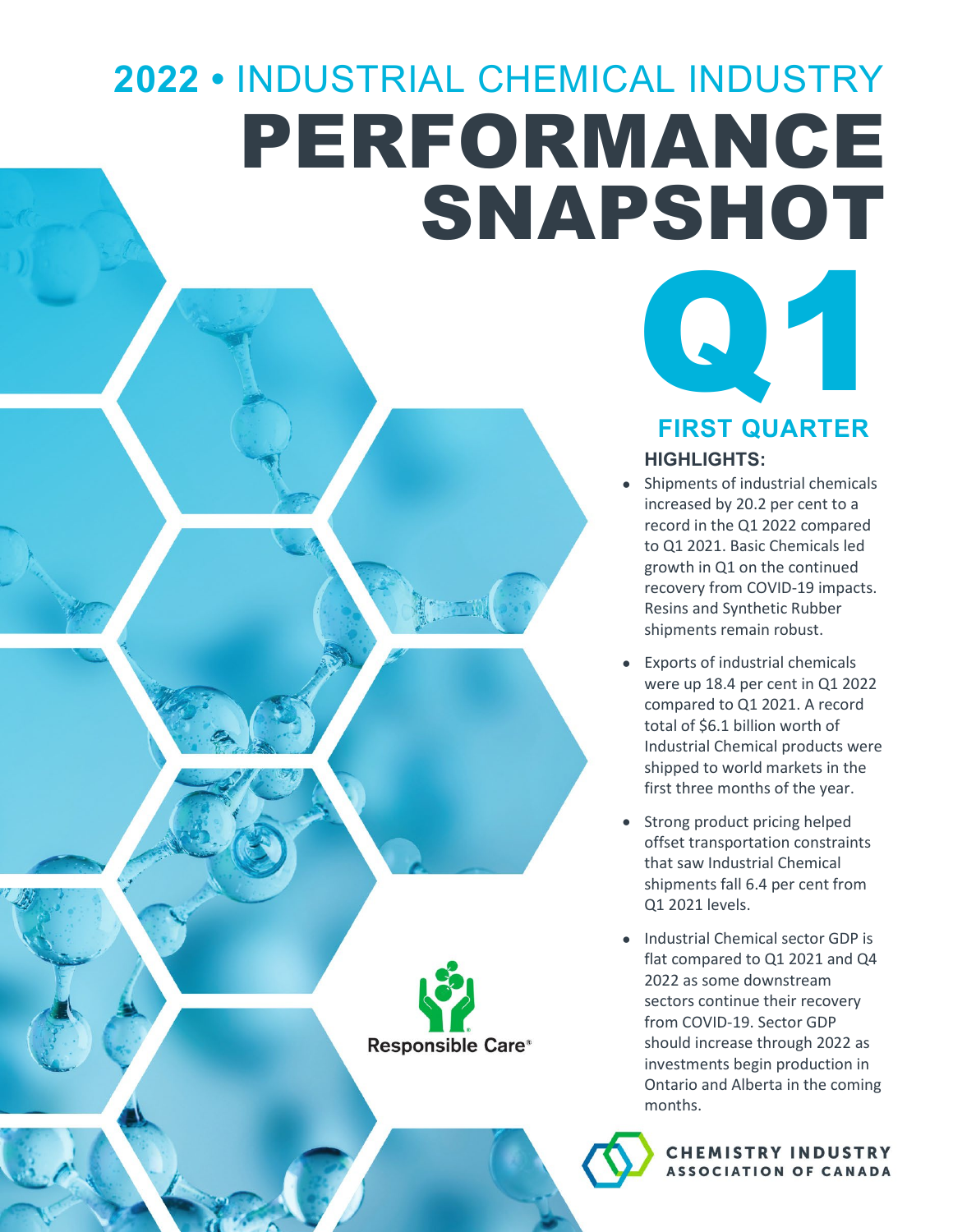# 2022 • INDUSTRIAL CHEMICAL INDUSTRY PERFORMANCE SNAPSHOT

# Q1

## FIRST QUARTER

### HIGHLIGHTS:

- Shipments of industrial chemicals increased by 20.2 per cent to a record in the Q1 2022 compared to Q1 2021. Basic Chemicals led growth in Q1 on the continued recovery from COVID-19 impacts. Resins and Synthetic Rubber shipments remain robust.
- Exports of industrial chemicals were up 18.4 per cent in Q1 2022 compared to Q1 2021. A record total of $6.1 billion worth of Industrial Chemical products were shipped to world markets in the first three months of the year.
- Strong product pricing helped offset transportation constraints that saw Industrial Chemical shipments fall 6.4 per cent from Q1 2021 levels.
- Industrial Chemical sector GDP is flat compared to Q1 2021 and Q4 2022 as some downstream sectors continue their recovery from COVID-19. Sector GDP should increase through 2022 as investments begin production in Ontario and Alberta in the coming months.

Responsible Care®

CHEMISTRY INDUSTRY ASSOCIATION OF CANADA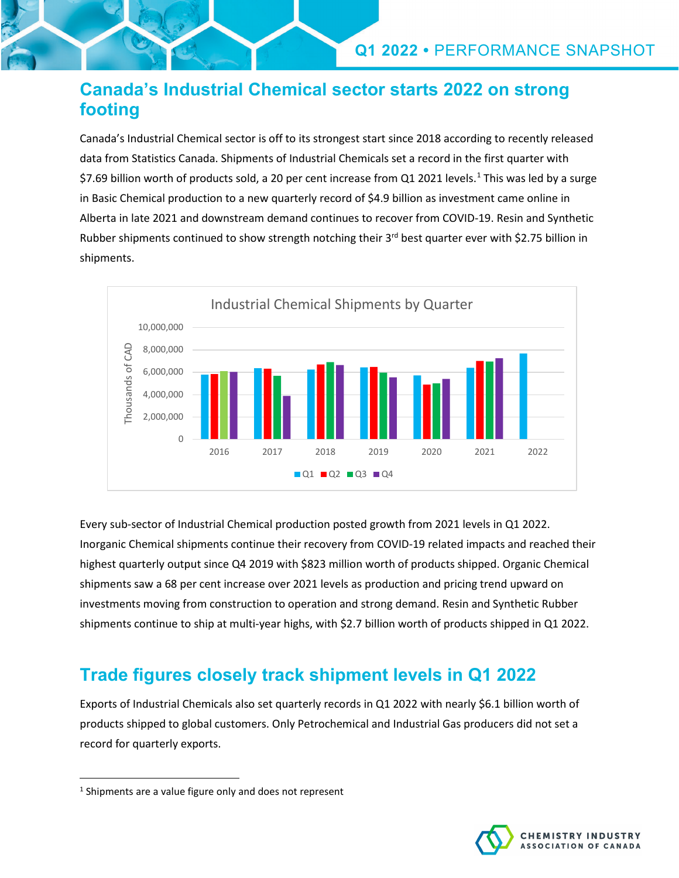## Canada's Industrial Chemical sector starts 2022 on strong footing

Canada's Industrial Chemical sector is off to its strongest start since 2018 according to recently released data from Statistics Canada. Shipments of Industrial Chemicals set a record in the first quarter with \$7.69 billion worth of products sold, a 20 per cent increase from Q1 2021 levels.[1] This was led by a surge in Basic Chemical production to a new quarterly record of \$4.9 billion as investment came online in Alberta in late 2021 and downstream demand continues to recover from COVID-19. Resin and Synthetic Rubber shipments continued to show strength notching their 3rd best quarter ever with \$2.75 billion in shipments.

Every sub-sector of Industrial Chemical production posted growth from 2021 levels in Q1 2022. Inorganic Chemical shipments continue their recovery from COVID-19 related impacts and reached their highest quarterly output since Q4 2019 with \$823 million worth of products shipped. Organic Chemical shipments saw a 68 per cent increase over 2021 levels as production and pricing trend upward on investments moving from construction to operation and strong demand. Resin and Synthetic Rubber shipments continue to ship at multi-year highs, with \$2.7 billion worth of products shipped in Q1 2022.

## Trade figures closely track shipment levels in Q1 2022

Exports of Industrial Chemicals also set quarterly records in Q1 2022 with nearly \$6.1 billion worth of products shipped to global customers. Only Petrochemical and Industrial Gas producers did not set a record for quarterly exports.

---

[1] Shipments are a value figure only and does not represent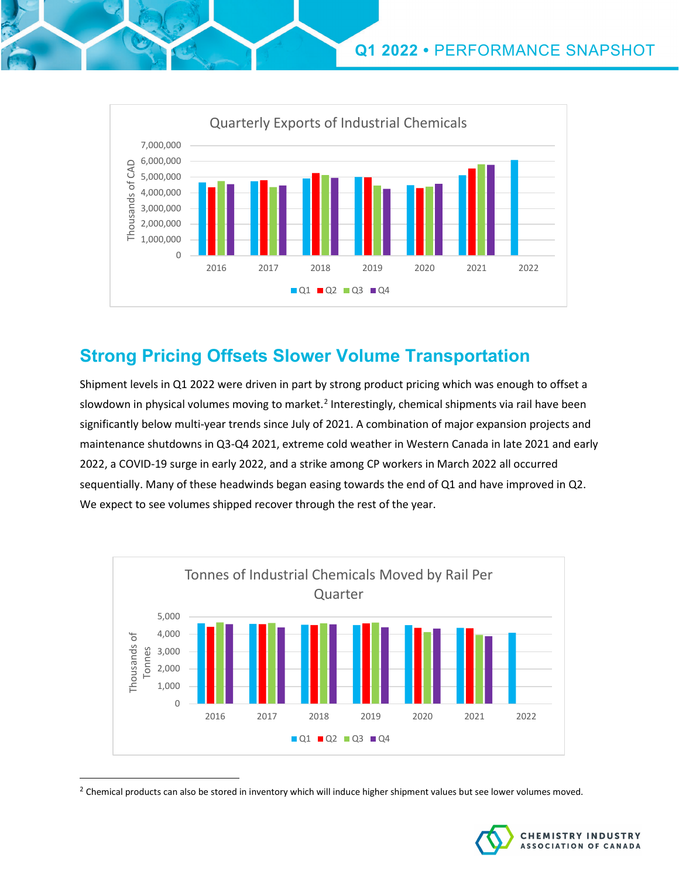Quarterly Exports of Industrial Chemicals

Strong Pricing Offsets Slower Volume Transportation

Shipment levels in Q1 2022 were driven in part by strong product pricing which was enough to offset a slowdown in physical volumes moving to market.[2] Interestingly, chemical shipments via rail have been significantly below multi-year trends since July of 2021. A combination of major expansion projects and maintenance shutdowns in Q3-Q4 2021, extreme cold weather in Western Canada in late 2021 and early 2022, a COVID-19 surge in early 2022, and a strike among CP workers in March 2022 all occurred sequentially. Many of these headwinds began easing towards the end of Q1 and have improved in Q2. We expect to see volumes shipped recover through the rest of the year.

Tonnes of Industrial Chemicals Moved by Rail Per Quarter

[2] Chemical products can also be stored in inventory which will induce higher shipment values but see lower volumes moved.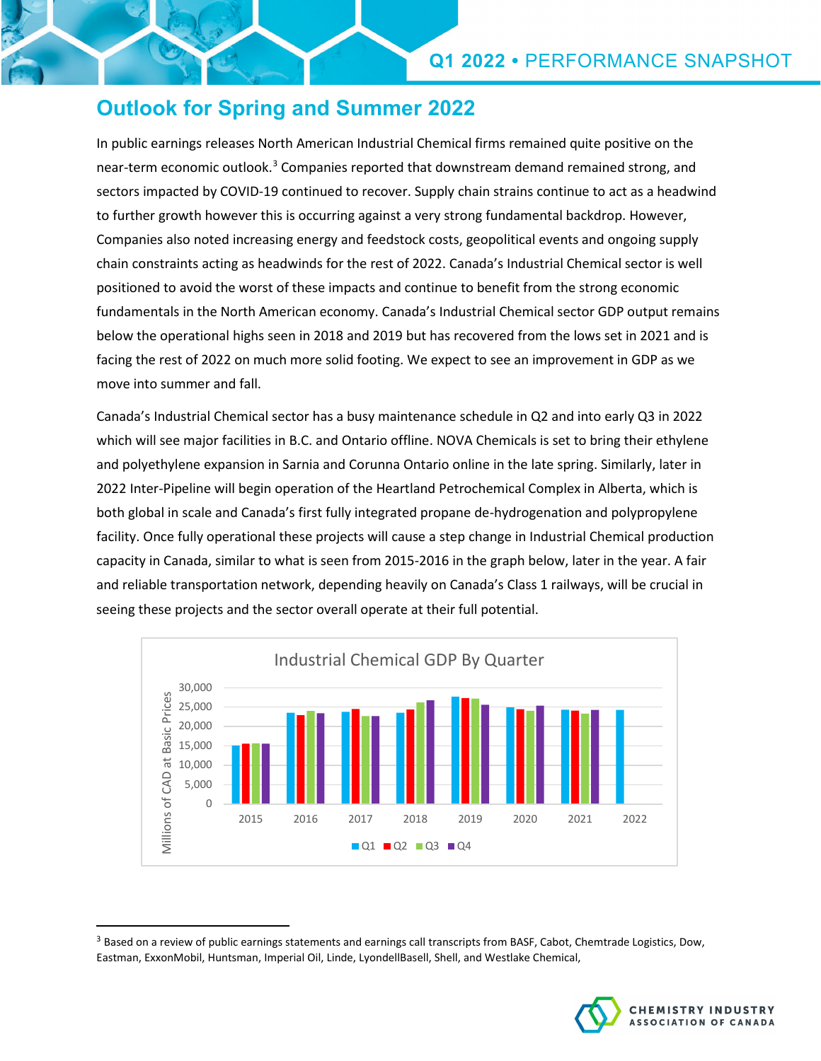## Outlook for Spring and Summer 2022

In public earnings releases North American Industrial Chemical firms remained quite positive on the near-term economic outlook.[3] Companies reported that downstream demand remained strong, and sectors impacted by COVID-19 continued to recover. Supply chain strains continue to act as a headwind to further growth however this is occurring against a very strong fundamental backdrop. However, Companies also noted increasing energy and feedstock costs, geopolitical events and ongoing supply chain constraints acting as headwinds for the rest of 2022. Canada's Industrial Chemical sector is well positioned to avoid the worst of these impacts and continue to benefit from the strong economic fundamentals in the North American economy. Canada's Industrial Chemical sector GDP output remains below the operational highs seen in 2018 and 2019 but has recovered from the lows set in 2021 and is facing the rest of 2022 on much more solid footing. We expect to see an improvement in GDP as we move into summer and fall.

Canada's Industrial Chemical sector has a busy maintenance schedule in Q2 and into early Q3 in 2022 which will see major facilities in B.C. and Ontario offline. NOVA Chemicals is set to bring their ethylene and polyethylene expansion in Sarnia and Corunna Ontario online in the late spring. Similarly, later in 2022 Inter-Pipeline will begin operation of the Heartland Petrochemical Complex in Alberta, which is both global in scale and Canada's first fully integrated propane de-hydrogenation and polypropylene facility. Once fully operational these projects will cause a step change in Industrial Chemical production capacity in Canada, similar to what is seen from 2015-2016 in the graph below, later in the year. A fair and reliable transportation network, depending heavily on Canada's Class 1 railways, will be crucial in seeing these projects and the sector overall operate at their full potential.

Industrial Chemical GDP By Quarter

Millions of CAD at Basic Prices

30,000
25,000
20,000
15,000
10,000
5,000
0

2015 2016 2017 2018 2019 2020 2021 2022

Q1 Q2 Q3 Q4

---

[3] Based on a review of public earnings statements and earnings call transcripts from BASF, Cabot, Chemtrade Logistics, Dow, Eastman, ExxonMobil, Huntsman, Imperial Oil, Linde, LyondellBasell, Shell, and Westlake Chemical,